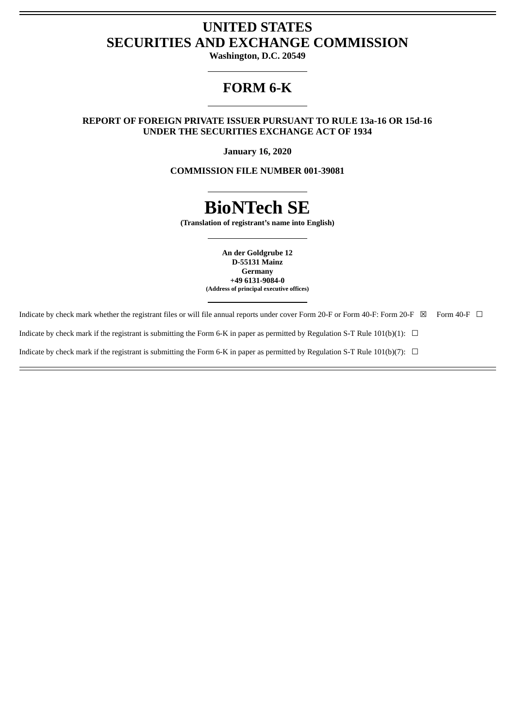# UNITED STATES
# SECURITIES AND EXCHANGE COMMISSION

**Washington, D.C. 20549**

## FORM 6-K

**REPORT OF FOREIGN PRIVATE ISSUER PURSUANT TO RULE 13a-16 OR 15d-16**
**UNDER THE SECURITIES EXCHANGE ACT OF 1934**

**January 16, 2020**

**COMMISSION FILE NUMBER 001-39081**

# BioNTech SE

**(Translation of registrant's name into English)**

**An der Goldgrube 12**
**D-55131 Mainz**
**Germany**
**+49 6131-9084-0**
**(Address of principal executive offices)**

Indicate by check mark whether the registrant files or will file annual reports under cover Form 20-F or Form 40-F: Form 20-F ☒ Form 40-F ☐

Indicate by check mark if the registrant is submitting the Form 6-K in paper as permitted by Regulation S-T Rule 101(b)(1): ☐

Indicate by check mark if the registrant is submitting the Form 6-K in paper as permitted by Regulation S-T Rule 101(b)(7): ☐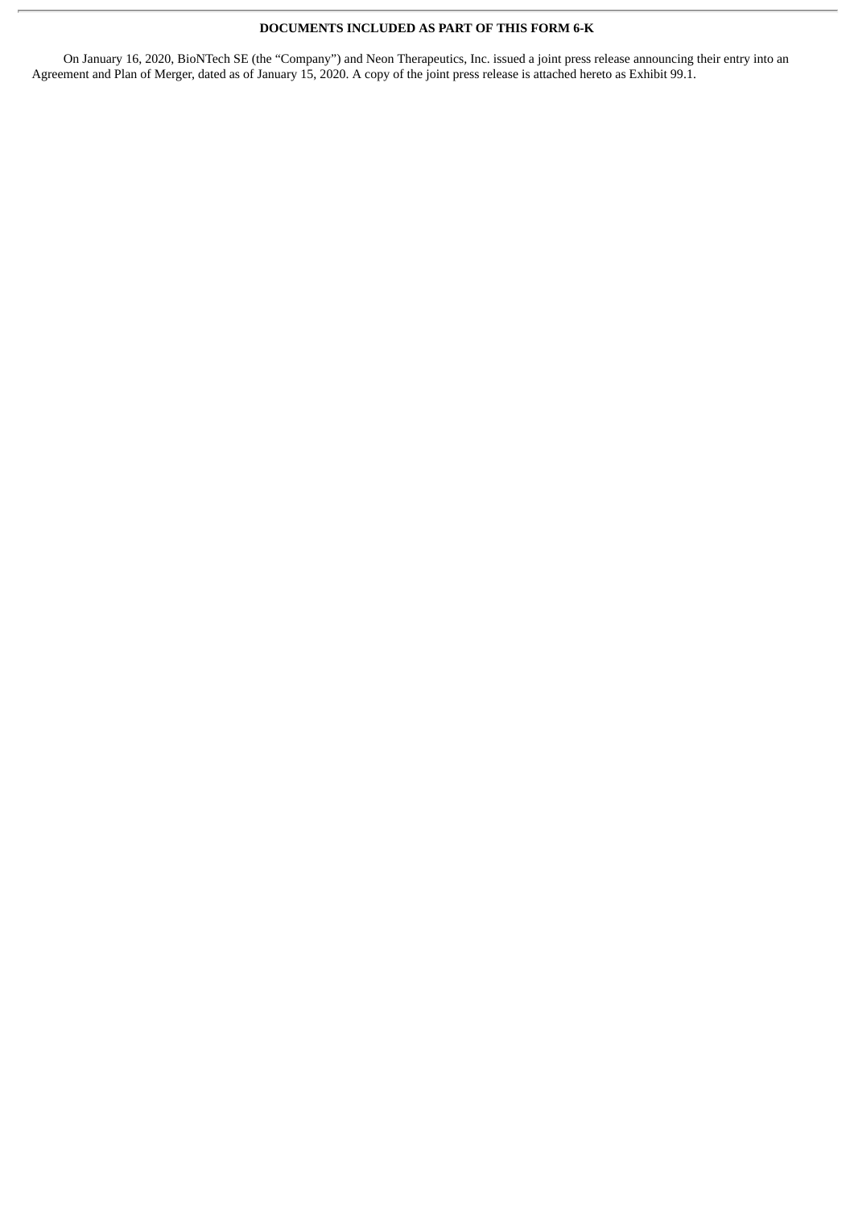**DOCUMENTS INCLUDED AS PART OF THIS FORM 6-K**

On January 16, 2020, BioNTech SE (the "Company") and Neon Therapeutics, Inc. issued a joint press release announcing their entry into an Agreement and Plan of Merger, dated as of January 15, 2020. A copy of the joint press release is attached hereto as Exhibit 99.1.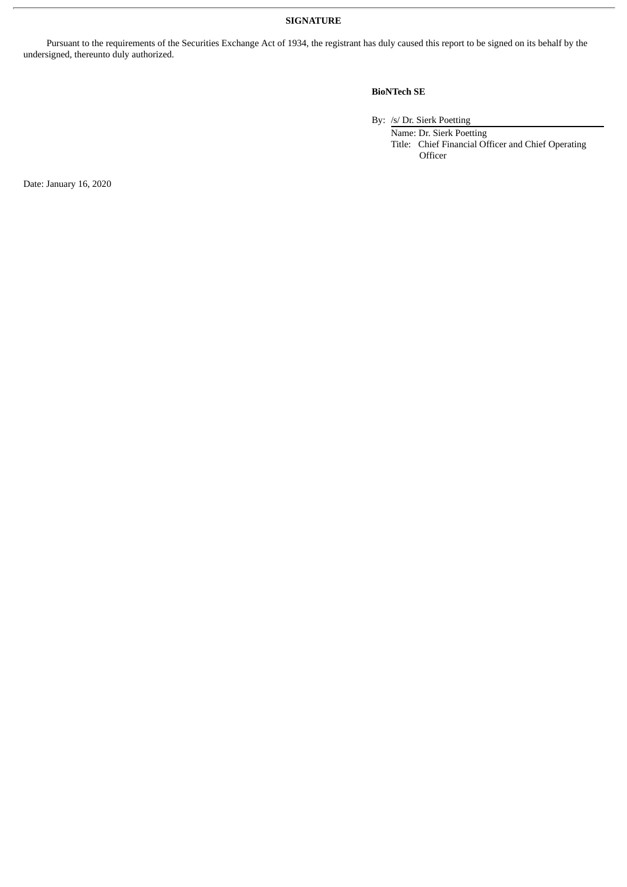**SIGNATURE**

Pursuant to the requirements of the Securities Exchange Act of 1934, the registrant has duly caused this report to be signed on its behalf by the undersigned, thereunto duly authorized.

**BioNTech SE**

By: /s/ Dr. Sierk Poetting

Name: Dr. Sierk Poetting

Title: Chief Financial Officer and Chief Operating Officer

Date: January 16, 2020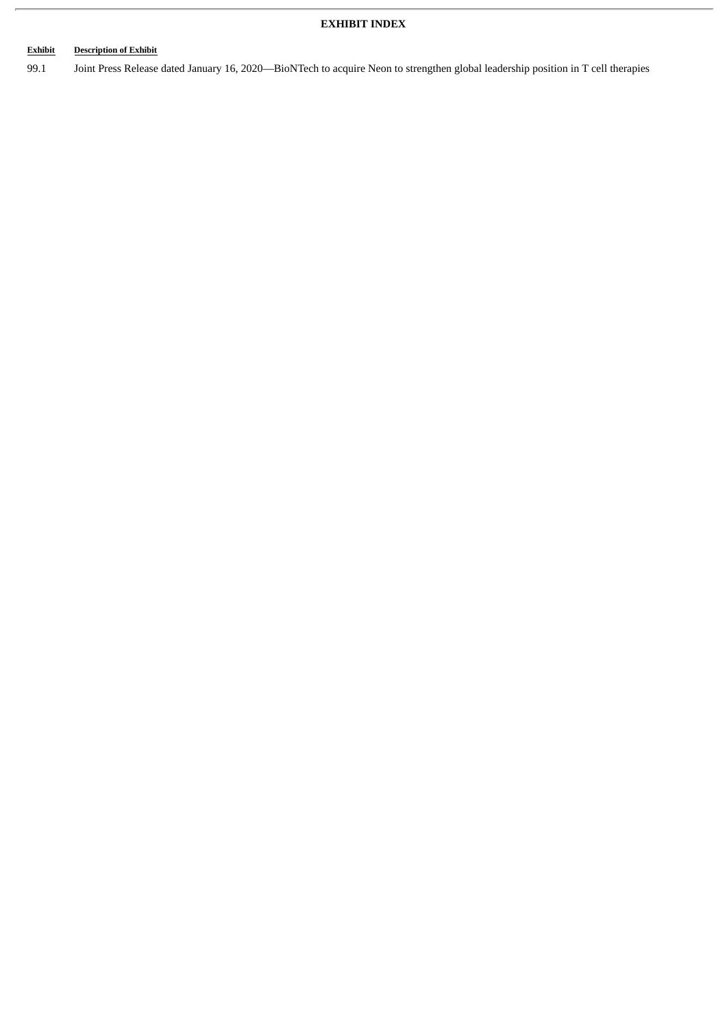**EXHIBIT INDEX**

| Exhibit | Description of Exhibit |
| --- | --- |
| 99.1 | Joint Press Release dated January 16, 2020—BioNTech to acquire Neon to strengthen global leadership position in T cell therapies |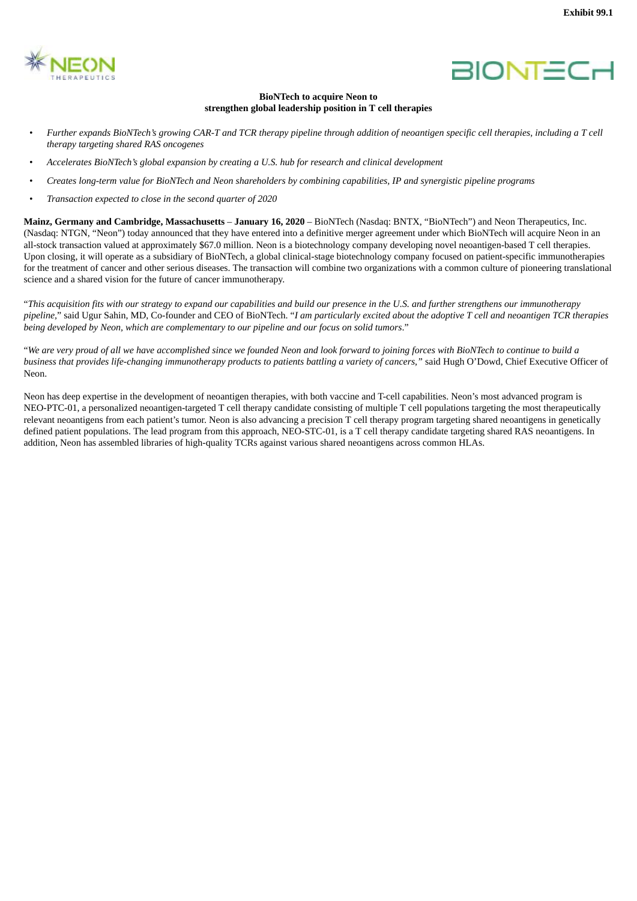Exhibit 99.1

**BioNTech to acquire Neon to strengthen global leadership position in T cell therapies**

- *Further expands BioNTech's growing CAR-T and TCR therapy pipeline through addition of neoantigen specific cell therapies, including a T cell therapy targeting shared RAS oncogenes*
- *Accelerates BioNTech's global expansion by creating a U.S. hub for research and clinical development*
- *Creates long-term value for BioNTech and Neon shareholders by combining capabilities, IP and synergistic pipeline programs*
- *Transaction expected to close in the second quarter of 2020*

**Mainz, Germany and Cambridge, Massachusetts** – **January 16, 2020** – BioNTech (Nasdaq: BNTX, "BioNTech") and Neon Therapeutics, Inc. (Nasdaq: NTGN, "Neon") today announced that they have entered into a definitive merger agreement under which BioNTech will acquire Neon in an all-stock transaction valued at approximately $67.0 million. Neon is a biotechnology company developing novel neoantigen-based T cell therapies. Upon closing, it will operate as a subsidiary of BioNTech, a global clinical-stage biotechnology company focused on patient-specific immunotherapies for the treatment of cancer and other serious diseases. The transaction will combine two organizations with a common culture of pioneering translational science and a shared vision for the future of cancer immunotherapy.

"*This acquisition fits with our strategy to expand our capabilities and build our presence in the U.S. and further strengthens our immunotherapy pipeline*," said Ugur Sahin, MD, Co-founder and CEO of BioNTech. "*I am particularly excited about the adoptive T cell and neoantigen TCR therapies being developed by Neon, which are complementary to our pipeline and our focus on solid tumors*."

"*We are very proud of all we have accomplished since we founded Neon and look forward to joining forces with BioNTech to continue to build a business that provides life-changing immunotherapy products to patients battling a variety of cancers,*" said Hugh O'Dowd, Chief Executive Officer of Neon.

Neon has deep expertise in the development of neoantigen therapies, with both vaccine and T-cell capabilities. Neon's most advanced program is NEO-PTC-01, a personalized neoantigen-targeted T cell therapy candidate consisting of multiple T cell populations targeting the most therapeutically relevant neoantigens from each patient's tumor. Neon is also advancing a precision T cell therapy program targeting shared neoantigens in genetically defined patient populations. The lead program from this approach, NEO-STC-01, is a T cell therapy candidate targeting shared RAS neoantigens. In addition, Neon has assembled libraries of high-quality TCRs against various shared neoantigens across common HLAs.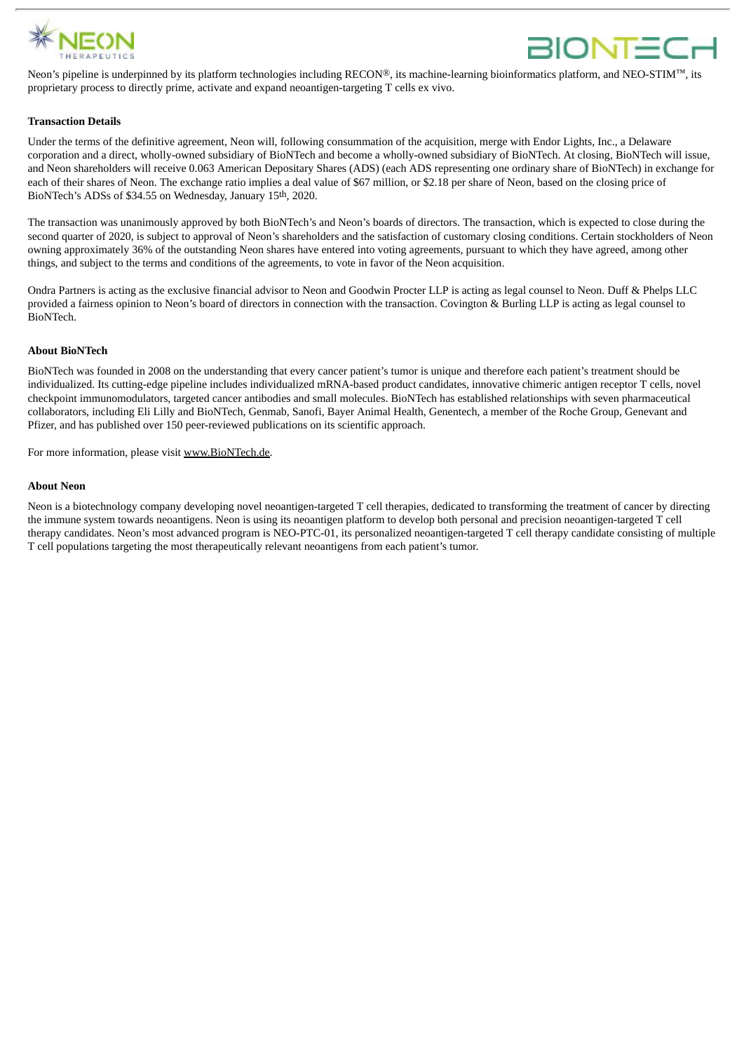Neon's pipeline is underpinned by its platform technologies including RECON®, its machine-learning bioinformatics platform, and NEO-STIM™, its proprietary process to directly prime, activate and expand neoantigen-targeting T cells ex vivo.

**Transaction Details**

Under the terms of the definitive agreement, Neon will, following consummation of the acquisition, merge with Endor Lights, Inc., a Delaware corporation and a direct, wholly-owned subsidiary of BioNTech and become a wholly-owned subsidiary of BioNTech. At closing, BioNTech will issue, and Neon shareholders will receive 0.063 American Depositary Shares (ADS) (each ADS representing one ordinary share of BioNTech) in exchange for each of their shares of Neon. The exchange ratio implies a deal value of $67 million, or $2.18 per share of Neon, based on the closing price of BioNTech's ADSs of $34.55 on Wednesday, January 15th, 2020.

The transaction was unanimously approved by both BioNTech's and Neon's boards of directors. The transaction, which is expected to close during the second quarter of 2020, is subject to approval of Neon's shareholders and the satisfaction of customary closing conditions. Certain stockholders of Neon owning approximately 36% of the outstanding Neon shares have entered into voting agreements, pursuant to which they have agreed, among other things, and subject to the terms and conditions of the agreements, to vote in favor of the Neon acquisition.

Ondra Partners is acting as the exclusive financial advisor to Neon and Goodwin Procter LLP is acting as legal counsel to Neon. Duff & Phelps LLC provided a fairness opinion to Neon's board of directors in connection with the transaction. Covington & Burling LLP is acting as legal counsel to BioNTech.

**About BioNTech**

BioNTech was founded in 2008 on the understanding that every cancer patient's tumor is unique and therefore each patient's treatment should be individualized. Its cutting-edge pipeline includes individualized mRNA-based product candidates, innovative chimeric antigen receptor T cells, novel checkpoint immunomodulators, targeted cancer antibodies and small molecules. BioNTech has established relationships with seven pharmaceutical collaborators, including Eli Lilly and BioNTech, Genmab, Sanofi, Bayer Animal Health, Genentech, a member of the Roche Group, Genevant and Pfizer, and has published over 150 peer-reviewed publications on its scientific approach.

For more information, please visit www.BioNTech.de.

**About Neon**

Neon is a biotechnology company developing novel neoantigen-targeted T cell therapies, dedicated to transforming the treatment of cancer by directing the immune system towards neoantigens. Neon is using its neoantigen platform to develop both personal and precision neoantigen-targeted T cell therapy candidates. Neon's most advanced program is NEO-PTC-01, its personalized neoantigen-targeted T cell therapy candidate consisting of multiple T cell populations targeting the most therapeutically relevant neoantigens from each patient's tumor.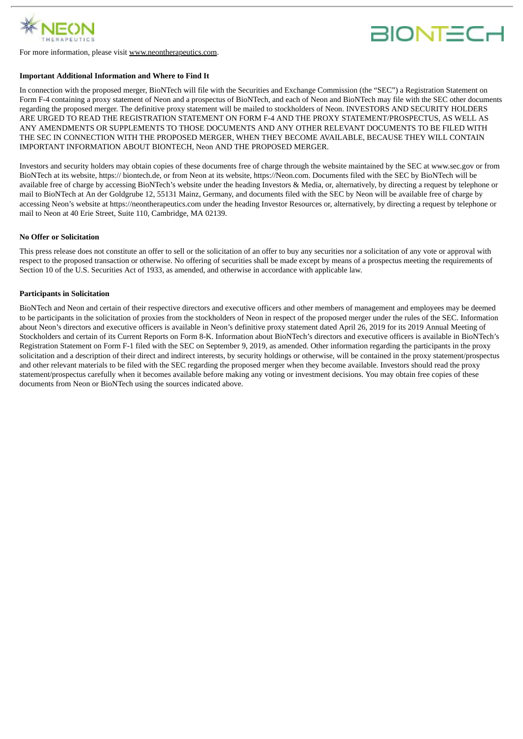For more information, please visit www.neontherapeutics.com.

**Important Additional Information and Where to Find It**

In connection with the proposed merger, BioNTech will file with the Securities and Exchange Commission (the "SEC") a Registration Statement on Form F-4 containing a proxy statement of Neon and a prospectus of BioNTech, and each of Neon and BioNTech may file with the SEC other documents regarding the proposed merger. The definitive proxy statement will be mailed to stockholders of Neon. INVESTORS AND SECURITY HOLDERS ARE URGED TO READ THE REGISTRATION STATEMENT ON FORM F-4 AND THE PROXY STATEMENT/PROSPECTUS, AS WELL AS ANY AMENDMENTS OR SUPPLEMENTS TO THOSE DOCUMENTS AND ANY OTHER RELEVANT DOCUMENTS TO BE FILED WITH THE SEC IN CONNECTION WITH THE PROPOSED MERGER, WHEN THEY BECOME AVAILABLE, BECAUSE THEY WILL CONTAIN IMPORTANT INFORMATION ABOUT BIONTECH, Neon AND THE PROPOSED MERGER.

Investors and security holders may obtain copies of these documents free of charge through the website maintained by the SEC at www.sec.gov or from BioNTech at its website, https:// biontech.de, or from Neon at its website, https://Neon.com. Documents filed with the SEC by BioNTech will be available free of charge by accessing BioNTech's website under the heading Investors & Media, or, alternatively, by directing a request by telephone or mail to BioNTech at An der Goldgrube 12, 55131 Mainz, Germany, and documents filed with the SEC by Neon will be available free of charge by accessing Neon's website at https://neontherapeutics.com under the heading Investor Resources or, alternatively, by directing a request by telephone or mail to Neon at 40 Erie Street, Suite 110, Cambridge, MA 02139.

**No Offer or Solicitation**

This press release does not constitute an offer to sell or the solicitation of an offer to buy any securities nor a solicitation of any vote or approval with respect to the proposed transaction or otherwise. No offering of securities shall be made except by means of a prospectus meeting the requirements of Section 10 of the U.S. Securities Act of 1933, as amended, and otherwise in accordance with applicable law.

**Participants in Solicitation**

BioNTech and Neon and certain of their respective directors and executive officers and other members of management and employees may be deemed to be participants in the solicitation of proxies from the stockholders of Neon in respect of the proposed merger under the rules of the SEC. Information about Neon's directors and executive officers is available in Neon's definitive proxy statement dated April 26, 2019 for its 2019 Annual Meeting of Stockholders and certain of its Current Reports on Form 8-K. Information about BioNTech's directors and executive officers is available in BioNTech's Registration Statement on Form F-1 filed with the SEC on September 9, 2019, as amended. Other information regarding the participants in the proxy solicitation and a description of their direct and indirect interests, by security holdings or otherwise, will be contained in the proxy statement/prospectus and other relevant materials to be filed with the SEC regarding the proposed merger when they become available. Investors should read the proxy statement/prospectus carefully when it becomes available before making any voting or investment decisions. You may obtain free copies of these documents from Neon or BioNTech using the sources indicated above.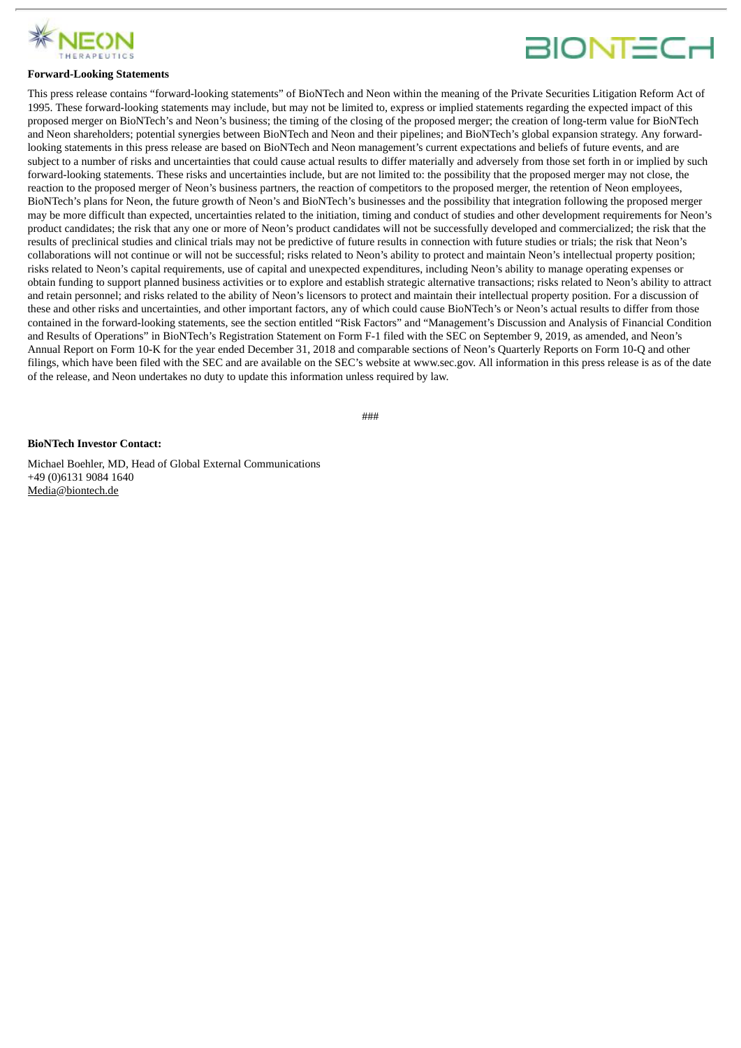**Forward-Looking Statements**

This press release contains "forward-looking statements" of BioNTech and Neon within the meaning of the Private Securities Litigation Reform Act of 1995. These forward-looking statements may include, but may not be limited to, express or implied statements regarding the expected impact of this proposed merger on BioNTech's and Neon's business; the timing of the closing of the proposed merger; the creation of long-term value for BioNTech and Neon shareholders; potential synergies between BioNTech and Neon and their pipelines; and BioNTech's global expansion strategy. Any forward-looking statements in this press release are based on BioNTech and Neon management's current expectations and beliefs of future events, and are subject to a number of risks and uncertainties that could cause actual results to differ materially and adversely from those set forth in or implied by such forward-looking statements. These risks and uncertainties include, but are not limited to: the possibility that the proposed merger may not close, the reaction to the proposed merger of Neon's business partners, the reaction of competitors to the proposed merger, the retention of Neon employees, BioNTech's plans for Neon, the future growth of Neon's and BioNTech's businesses and the possibility that integration following the proposed merger may be more difficult than expected, uncertainties related to the initiation, timing and conduct of studies and other development requirements for Neon's product candidates; the risk that any one or more of Neon's product candidates will not be successfully developed and commercialized; the risk that the results of preclinical studies and clinical trials may not be predictive of future results in connection with future studies or trials; the risk that Neon's collaborations will not continue or will not be successful; risks related to Neon's ability to protect and maintain Neon's intellectual property position; risks related to Neon's capital requirements, use of capital and unexpected expenditures, including Neon's ability to manage operating expenses or obtain funding to support planned business activities or to explore and establish strategic alternative transactions; risks related to Neon's ability to attract and retain personnel; and risks related to the ability of Neon's licensors to protect and maintain their intellectual property position. For a discussion of these and other risks and uncertainties, and other important factors, any of which could cause BioNTech's or Neon's actual results to differ from those contained in the forward-looking statements, see the section entitled "Risk Factors" and "Management's Discussion and Analysis of Financial Condition and Results of Operations" in BioNTech's Registration Statement on Form F-1 filed with the SEC on September 9, 2019, as amended, and Neon's Annual Report on Form 10-K for the year ended December 31, 2018 and comparable sections of Neon's Quarterly Reports on Form 10-Q and other filings, which have been filed with the SEC and are available on the SEC's website at www.sec.gov. All information in this press release is as of the date of the release, and Neon undertakes no duty to update this information unless required by law.

###

**BioNTech Investor Contact:**

Michael Boehler, MD, Head of Global External Communications
+49 (0)6131 9084 1640
Media@biontech.de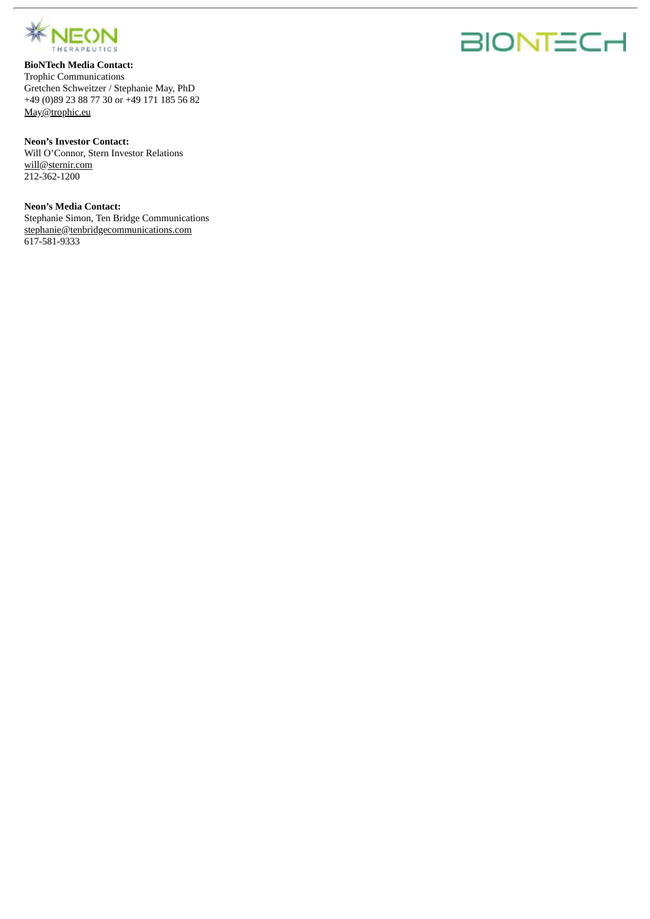**BioNTech Media Contact:**
Trophic Communications
Gretchen Schweitzer / Stephanie May, PhD
+49 (0)89 23 88 77 30 or +49 171 185 56 82
May@trophic.eu

**Neon's Investor Contact:**
Will O'Connor, Stern Investor Relations
will@sternir.com
212-362-1200

**Neon's Media Contact:**
Stephanie Simon, Ten Bridge Communications
stephanie@tenbridgecommunications.com
617-581-9333